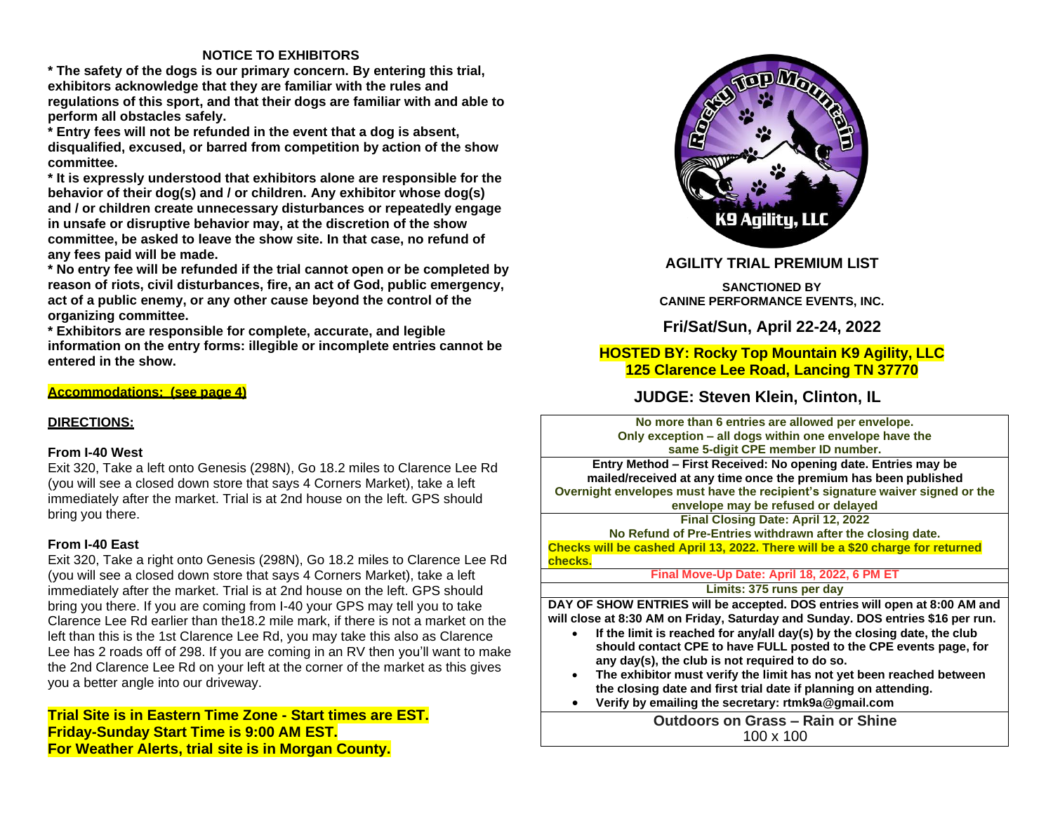## NOTICE TO EXHIBITORS

**\* The safety of the dogs is our primary concern. By entering this trial, exhibitors acknowledge that they are familiar with the rules and regulations of this sport, and that their dogs are familiar with and able to perform all obstacles safely.**

**\* Entry fees will not be refunded in the event that a dog is absent, disqualified, excused, or barred from competition by action of the show committee.**

**\* It is expressly understood that exhibitors alone are responsible for the behavior of their dog(s) and / or children. Any exhibitor whose dog(s) and / or children create unnecessary disturbances or repeatedly engage in unsafe or disruptive behavior may, at the discretion of the show committee, be asked to leave the show site. In that case, no refund of any fees paid will be made.**

**\* No entry fee will be refunded if the trial cannot open or be completed by reason of riots, civil disturbances, fire, an act of God, public emergency, act of a public enemy, or any other cause beyond the control of the organizing committee.**

**\* Exhibitors are responsible for complete, accurate, and legible information on the entry forms: illegible or incomplete entries cannot be entered in the show.**

**Accommodations: (see page 4)**

**DIRECTIONS:**

**From I-40 West**

Exit 320, Take a left onto Genesis (298N), Go 18.2 miles to Clarence Lee Rd (you will see a closed down store that says 4 Corners Market), take a left immediately after the market. Trial is at 2nd house on the left. GPS should bring you there.

**From I-40 East**

Exit 320, Take a right onto Genesis (298N), Go 18.2 miles to Clarence Lee Rd (you will see a closed down store that says 4 Corners Market), take a left immediately after the market. Trial is at 2nd house on the left. GPS should bring you there. If you are coming from I-40 your GPS may tell you to take Clarence Lee Rd earlier than the18.2 mile mark, if there is not a market on the left than this is the 1st Clarence Lee Rd, you may take this also as Clarence Lee has 2 roads off of 298. If you are coming in an RV then you'll want to make the 2nd Clarence Lee Rd on your left at the corner of the market as this gives you a better angle into our driveway.

**Trial Site is in Eastern Time Zone - Start times are EST.**
**Friday-Sunday Start Time is 9:00 AM EST.**
**For Weather Alerts, trial site is in Morgan County.**

# AGILITY TRIAL PREMIUM LIST

**SANCTIONED BY**
**CANINE PERFORMANCE EVENTS, INC.**

## Fri/Sat/Sun, April 22-24, 2022

**HOSTED BY: Rocky Top Mountain K9 Agility, LLC**
**125 Clarence Lee Road, Lancing TN 37770**

## JUDGE: Steven Klein, Clinton, IL

**No more than 6 entries are allowed per envelope.**
**Only exception – all dogs within one envelope have the same 5-digit CPE member ID number.**

**Entry Method – First Received: No opening date. Entries may be mailed/received at any time once the premium has been published**
**Overnight envelopes must have the recipient's signature waiver signed or the envelope may be refused or delayed**

**Final Closing Date: April 12, 2022**
**No Refund of Pre-Entries withdrawn after the closing date.**
**Checks will be cashed April 13, 2022. There will be a $20 charge for returned checks.**

**Final Move-Up Date: April 18, 2022, 6 PM ET**

**Limits: 375 runs per day**

**DAY OF SHOW ENTRIES will be accepted. DOS entries will open at 8:00 AM and will close at 8:30 AM on Friday, Saturday and Sunday. DOS entries $16 per run.**

- **If the limit is reached for any/all day(s) by the closing date, the club should contact CPE to have FULL posted to the CPE events page, for any day(s), the club is not required to do so.**
- **The exhibitor must verify the limit has not yet been reached between the closing date and first trial date if planning on attending.**
- **Verify by emailing the secretary: rtmk9a@gmail.com**

**Outdoors on Grass – Rain or Shine**
100 x 100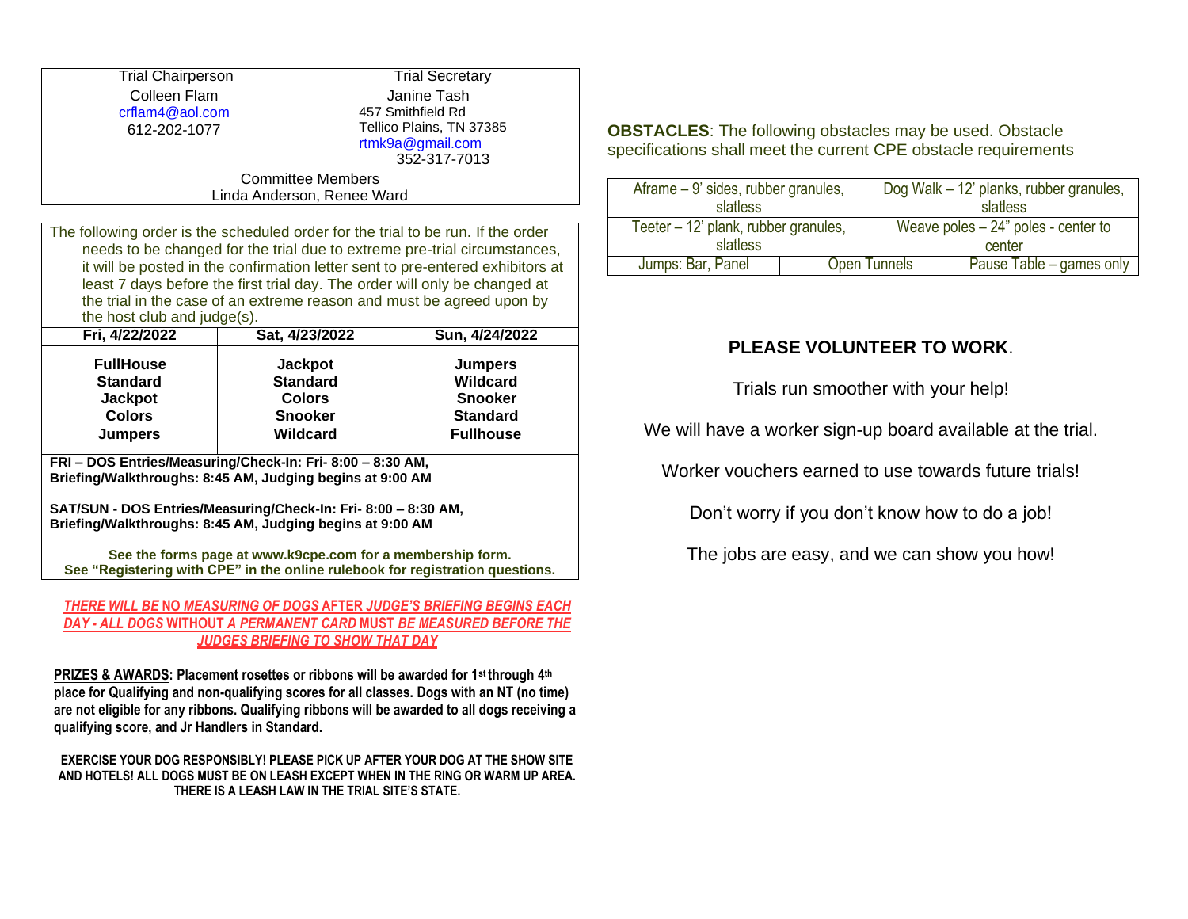| Trial Chairperson | Trial Secretary |
|---|---|
| Colleen Flam<br>crflam4@aol.com<br>612-202-1077 | Janine Tash<br>457 Smithfield Rd<br>Tellico Plains, TN 37385<br>rtmk9a@gmail.com<br>352-317-7013 |
| Committee Members<br>Linda Anderson, Renee Ward | |

The following order is the scheduled order for the trial to be run. If the order needs to be changed for the trial due to extreme pre-trial circumstances, it will be posted in the confirmation letter sent to pre-entered exhibitors at least 7 days before the first trial day. The order will only be changed at the trial in the case of an extreme reason and must be agreed upon by the host club and judge(s).

| Fri, 4/22/2022 | Sat, 4/23/2022 | Sun, 4/24/2022 |
|---|---|---|
| **FullHouse** | **Jackpot** | **Jumpers** |
| **Standard** | **Standard** | **Wildcard** |
| **Jackpot** | **Colors** | **Snooker** |
| **Colors** | **Snooker** | **Standard** |
| **Jumpers** | **Wildcard** | **Fullhouse** |

**FRI – DOS Entries/Measuring/Check-In: Fri- 8:00 – 8:30 AM, Briefing/Walkthroughs: 8:45 AM, Judging begins at 9:00 AM**

**SAT/SUN - DOS Entries/Measuring/Check-In: Fri- 8:00 – 8:30 AM, Briefing/Walkthroughs: 8:45 AM, Judging begins at 9:00 AM**

**See the forms page at www.k9cpe.com for a membership form.**
**See "Registering with CPE" in the online rulebook for registration questions.**

***THERE WILL BE NO MEASURING OF DOGS AFTER JUDGE'S BRIEFING BEGINS EACH DAY - ALL DOGS WITHOUT A PERMANENT CARD MUST BE MEASURED BEFORE THE JUDGES BRIEFING TO SHOW THAT DAY***

**PRIZES & AWARDS: Placement rosettes or ribbons will be awarded for 1st through 4th place for Qualifying and non-qualifying scores for all classes. Dogs with an NT (no time) are not eligible for any ribbons. Qualifying ribbons will be awarded to all dogs receiving a qualifying score, and Jr Handlers in Standard.**

**EXERCISE YOUR DOG RESPONSIBLY! PLEASE PICK UP AFTER YOUR DOG AT THE SHOW SITE AND HOTELS! ALL DOGS MUST BE ON LEASH EXCEPT WHEN IN THE RING OR WARM UP AREA. THERE IS A LEASH LAW IN THE TRIAL SITE'S STATE.**

**OBSTACLES**: The following obstacles may be used. Obstacle specifications shall meet the current CPE obstacle requirements

| | | |
|---|---|---|
| Aframe – 9' sides, rubber granules, slatless | Dog Walk – 12' planks, rubber granules, slatless | |
| Teeter – 12' plank, rubber granules, slatless | Weave poles – 24" poles - center to center | |
| Jumps: Bar, Panel | Open Tunnels | Pause Table – games only |

**PLEASE VOLUNTEER TO WORK**.

Trials run smoother with your help!

We will have a worker sign-up board available at the trial.

Worker vouchers earned to use towards future trials!

Don't worry if you don't know how to do a job!

The jobs are easy, and we can show you how!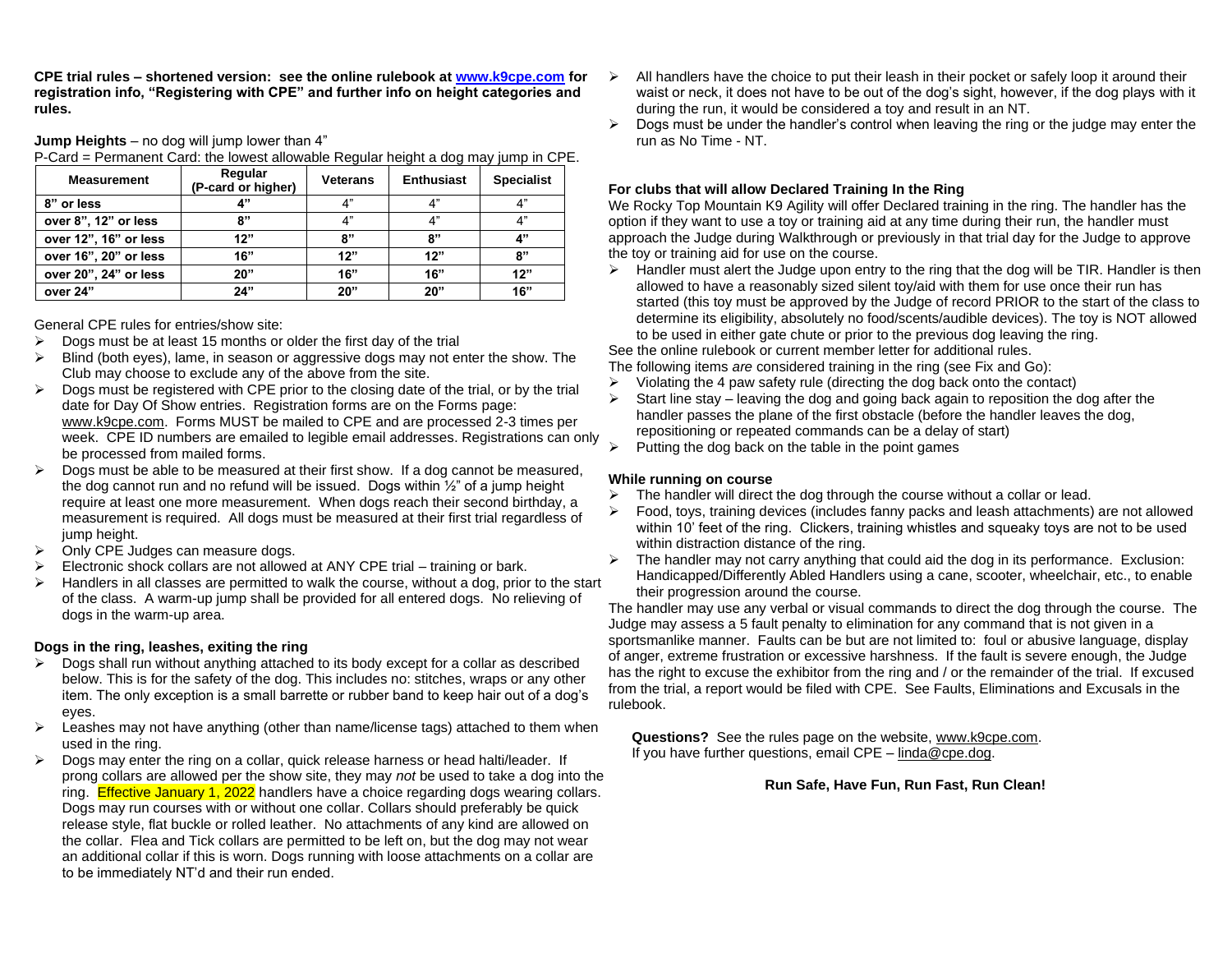**CPE trial rules – shortened version: see the online rulebook at [www.k9cpe.com](http://www.k9cpe.com) for registration info, "Registering with CPE" and further info on height categories and rules.**

**Jump Heights** – no dog will jump lower than 4"
P-Card = Permanent Card: the lowest allowable Regular height a dog may jump in CPE.

| Measurement | Regular (P-card or higher) | Veterans | Enthusiast | Specialist |
|---|---|---|---|---|
| **8" or less** | **4"** | 4" | 4" | 4" |
| **over 8", 12" or less** | **8"** | 4" | 4" | 4" |
| **over 12", 16" or less** | **12"** | **8"** | **8"** | **4"** |
| **over 16", 20" or less** | **16"** | **12"** | **12"** | **8"** |
| **over 20", 24" or less** | **20"** | **16"** | **16"** | **12"** |
| **over 24"** | **24"** | **20"** | **20"** | **16"** |

General CPE rules for entries/show site:

- Dogs must be at least 15 months or older the first day of the trial
- Blind (both eyes), lame, in season or aggressive dogs may not enter the show. The Club may choose to exclude any of the above from the site.
- Dogs must be registered with CPE prior to the closing date of the trial, or by the trial date for Day Of Show entries. Registration forms are on the Forms page: www.k9cpe.com. Forms MUST be mailed to CPE and are processed 2-3 times per week. CPE ID numbers are emailed to legible email addresses. Registrations can only be processed from mailed forms.
- Dogs must be able to be measured at their first show. If a dog cannot be measured, the dog cannot run and no refund will be issued. Dogs within ½" of a jump height require at least one more measurement. When dogs reach their second birthday, a measurement is required. All dogs must be measured at their first trial regardless of jump height.
- Only CPE Judges can measure dogs.
- Electronic shock collars are not allowed at ANY CPE trial – training or bark.
- Handlers in all classes are permitted to walk the course, without a dog, prior to the start of the class. A warm-up jump shall be provided for all entered dogs. No relieving of dogs in the warm-up area.

**Dogs in the ring, leashes, exiting the ring**

- Dogs shall run without anything attached to its body except for a collar as described below. This is for the safety of the dog. This includes no: stitches, wraps or any other item. The only exception is a small barrette or rubber band to keep hair out of a dog's eyes.
- Leashes may not have anything (other than name/license tags) attached to them when used in the ring.
- Dogs may enter the ring on a collar, quick release harness or head halti/leader. If prong collars are allowed per the show site, they may *not* be used to take a dog into the ring. Effective January 1, 2022 handlers have a choice regarding dogs wearing collars. Dogs may run courses with or without one collar. Collars should preferably be quick release style, flat buckle or rolled leather. No attachments of any kind are allowed on the collar. Flea and Tick collars are permitted to be left on, but the dog may not wear an additional collar if this is worn. Dogs running with loose attachments on a collar are to be immediately NT'd and their run ended.
- All handlers have the choice to put their leash in their pocket or safely loop it around their waist or neck, it does not have to be out of the dog's sight, however, if the dog plays with it during the run, it would be considered a toy and result in an NT.
- Dogs must be under the handler's control when leaving the ring or the judge may enter the run as No Time - NT.

**For clubs that will allow Declared Training In the Ring**

We Rocky Top Mountain K9 Agility will offer Declared training in the ring. The handler has the option if they want to use a toy or training aid at any time during their run, the handler must approach the Judge during Walkthrough or previously in that trial day for the Judge to approve the toy or training aid for use on the course.

- Handler must alert the Judge upon entry to the ring that the dog will be TIR. Handler is then allowed to have a reasonably sized silent toy/aid with them for use once their run has started (this toy must be approved by the Judge of record PRIOR to the start of the class to determine its eligibility, absolutely no food/scents/audible devices). The toy is NOT allowed to be used in either gate chute or prior to the previous dog leaving the ring.

See the online rulebook or current member letter for additional rules.
The following items *are* considered training in the ring (see Fix and Go):

- Violating the 4 paw safety rule (directing the dog back onto the contact)
- Start line stay – leaving the dog and going back again to reposition the dog after the handler passes the plane of the first obstacle (before the handler leaves the dog, repositioning or repeated commands can be a delay of start)
- Putting the dog back on the table in the point games

**While running on course**

- The handler will direct the dog through the course without a collar or lead.
- Food, toys, training devices (includes fanny packs and leash attachments) are not allowed within 10' feet of the ring. Clickers, training whistles and squeaky toys are not to be used within distraction distance of the ring.
- The handler may not carry anything that could aid the dog in its performance. Exclusion: Handicapped/Differently Abled Handlers using a cane, scooter, wheelchair, etc., to enable their progression around the course.

The handler may use any verbal or visual commands to direct the dog through the course. The Judge may assess a 5 fault penalty to elimination for any command that is not given in a sportsmanlike manner. Faults can be but are not limited to: foul or abusive language, display of anger, extreme frustration or excessive harshness. If the fault is severe enough, the Judge has the right to excuse the exhibitor from the ring and / or the remainder of the trial. If excused from the trial, a report would be filed with CPE. See Faults, Eliminations and Excusals in the rulebook.

**Questions?** See the rules page on the website, www.k9cpe.com.
If you have further questions, email CPE – linda@cpe.dog.

**Run Safe, Have Fun, Run Fast, Run Clean!**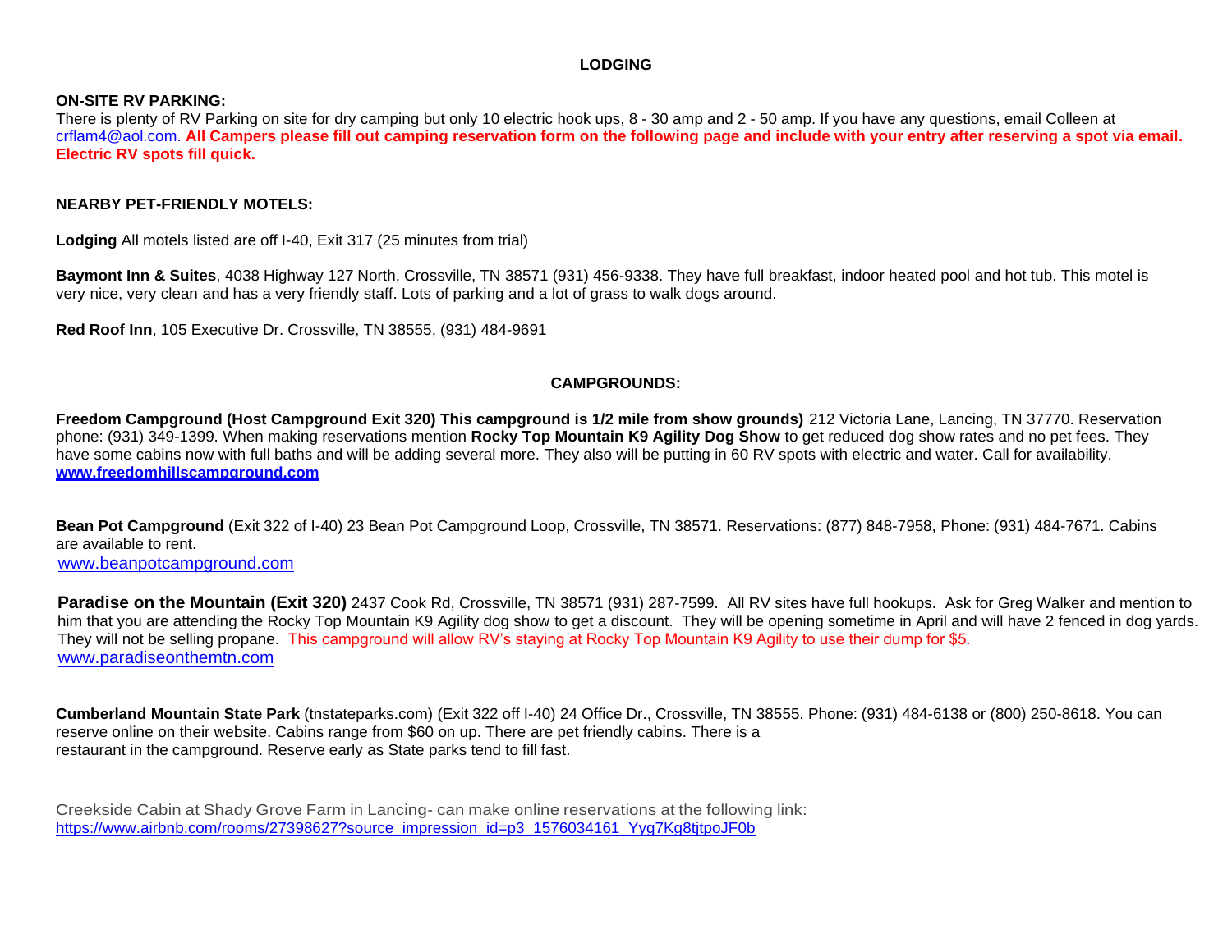# LODGING

**ON-SITE RV PARKING:**

There is plenty of RV Parking on site for dry camping but only 10 electric hook ups, 8 - 30 amp and 2 - 50 amp. If you have any questions, email Colleen at crflam4@aol.com. **All Campers please fill out camping reservation form on the following page and include with your entry after reserving a spot via email. Electric RV spots fill quick.**

**NEARBY PET-FRIENDLY MOTELS:**

**Lodging** All motels listed are off I-40, Exit 317 (25 minutes from trial)

**Baymont Inn & Suites**, 4038 Highway 127 North, Crossville, TN 38571 (931) 456-9338. They have full breakfast, indoor heated pool and hot tub. This motel is very nice, very clean and has a very friendly staff. Lots of parking and a lot of grass to walk dogs around.

**Red Roof Inn**, 105 Executive Dr. Crossville, TN 38555, (931) 484-9691

## CAMPGROUNDS:

**Freedom Campground (Host Campground Exit 320) This campground is 1/2 mile from show grounds)** 212 Victoria Lane, Lancing, TN 37770. Reservation phone: (931) 349-1399. When making reservations mention **Rocky Top Mountain K9 Agility Dog Show** to get reduced dog show rates and no pet fees. They have some cabins now with full baths and will be adding several more. They also will be putting in 60 RV spots with electric and water. Call for availability.
**www.freedomhillscampground.com**

**Bean Pot Campground** (Exit 322 of I-40) 23 Bean Pot Campground Loop, Crossville, TN 38571. Reservations: (877) 848-7958, Phone: (931) 484-7671. Cabins are available to rent.
www.beanpotcampground.com

**Paradise on the Mountain (Exit 320)** 2437 Cook Rd, Crossville, TN 38571 (931) 287-7599. All RV sites have full hookups. Ask for Greg Walker and mention to him that you are attending the Rocky Top Mountain K9 Agility dog show to get a discount. They will be opening sometime in April and will have 2 fenced in dog yards. They will not be selling propane. This campground will allow RV's staying at Rocky Top Mountain K9 Agility to use their dump for $5.
www.paradiseonthemtn.com

**Cumberland Mountain State Park** (tnstateparks.com) (Exit 322 off I-40) 24 Office Dr., Crossville, TN 38555. Phone: (931) 484-6138 or (800) 250-8618. You can reserve online on their website. Cabins range from $60 on up. There are pet friendly cabins. There is a restaurant in the campground. Reserve early as State parks tend to fill fast.

Creekside Cabin at Shady Grove Farm in Lancing- can make online reservations at the following link:
https://www.airbnb.com/rooms/27398627?source_impression_id=p3_1576034161_Yyg7Kg8tjtpoJF0b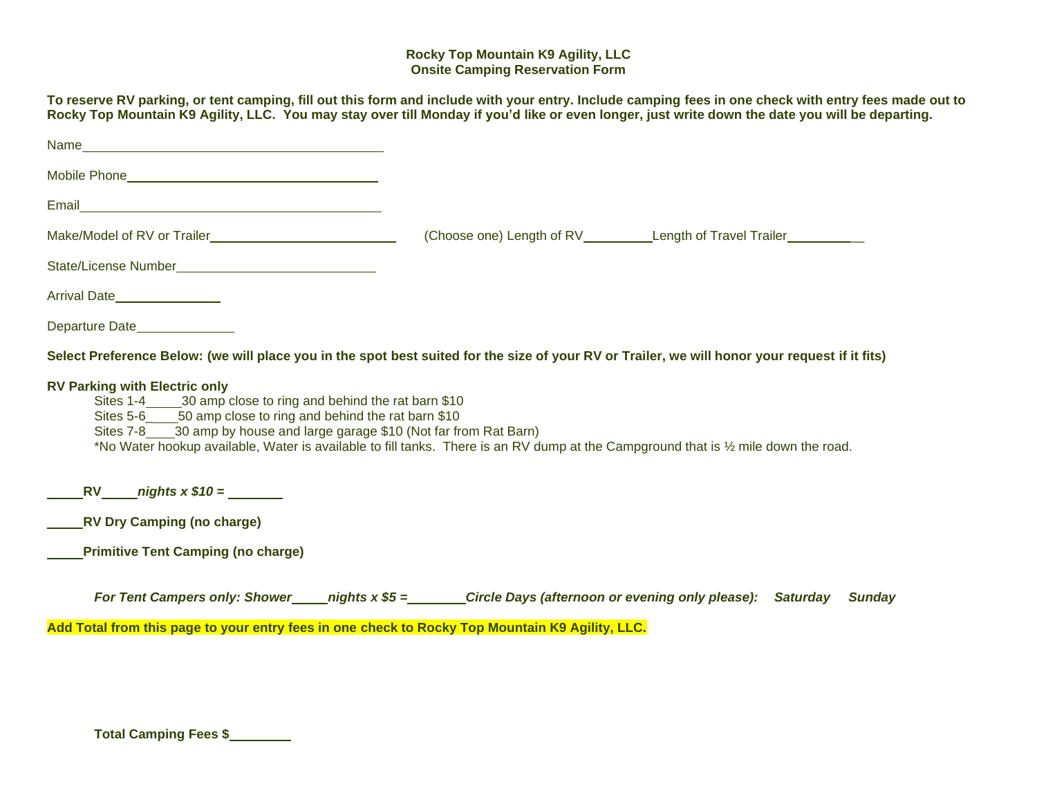**Rocky Top Mountain K9 Agility, LLC**
**Onsite Camping Reservation Form**

**To reserve RV parking, or tent camping, fill out this form and include with your entry. Include camping fees in one check with entry fees made out to Rocky Top Mountain K9 Agility, LLC. You may stay over till Monday if you'd like or even longer, just write down the date you will be departing.**

Name________________________________________

Mobile Phone_________________________________

Email________________________________________

Make/Model of RV or Trailer_________________________ (Choose one) Length of RV_________Length of Travel Trailer__________

State/License Number__________________________

Arrival Date______________

Departure Date_____________

**Select Preference Below: (we will place you in the spot best suited for the size of your RV or Trailer, we will honor your request if it fits)**

**RV Parking with Electric only**

Sites 1-4_____30 amp close to ring and behind the rat barn $10
Sites 5-6_____50 amp close to ring and behind the rat barn $10
Sites 7-8____30 amp by house and large garage $10 (Not far from Rat Barn)
*No Water hookup available, Water is available to fill tanks. There is an RV dump at the Campground that is ½ mile down the road.

_____**RV**_____***nights x $10 =*** _______

_____**RV Dry Camping (no charge)**

_____**Primitive Tent Camping (no charge)**

***For Tent Campers only: Shower*****_____*****nights x $5 =*****________*****Circle Days (afternoon or evening only please): Saturday Sunday***

**Add Total from this page to your entry fees in one check to Rocky Top Mountain K9 Agility, LLC.**

**Total Camping Fees $**________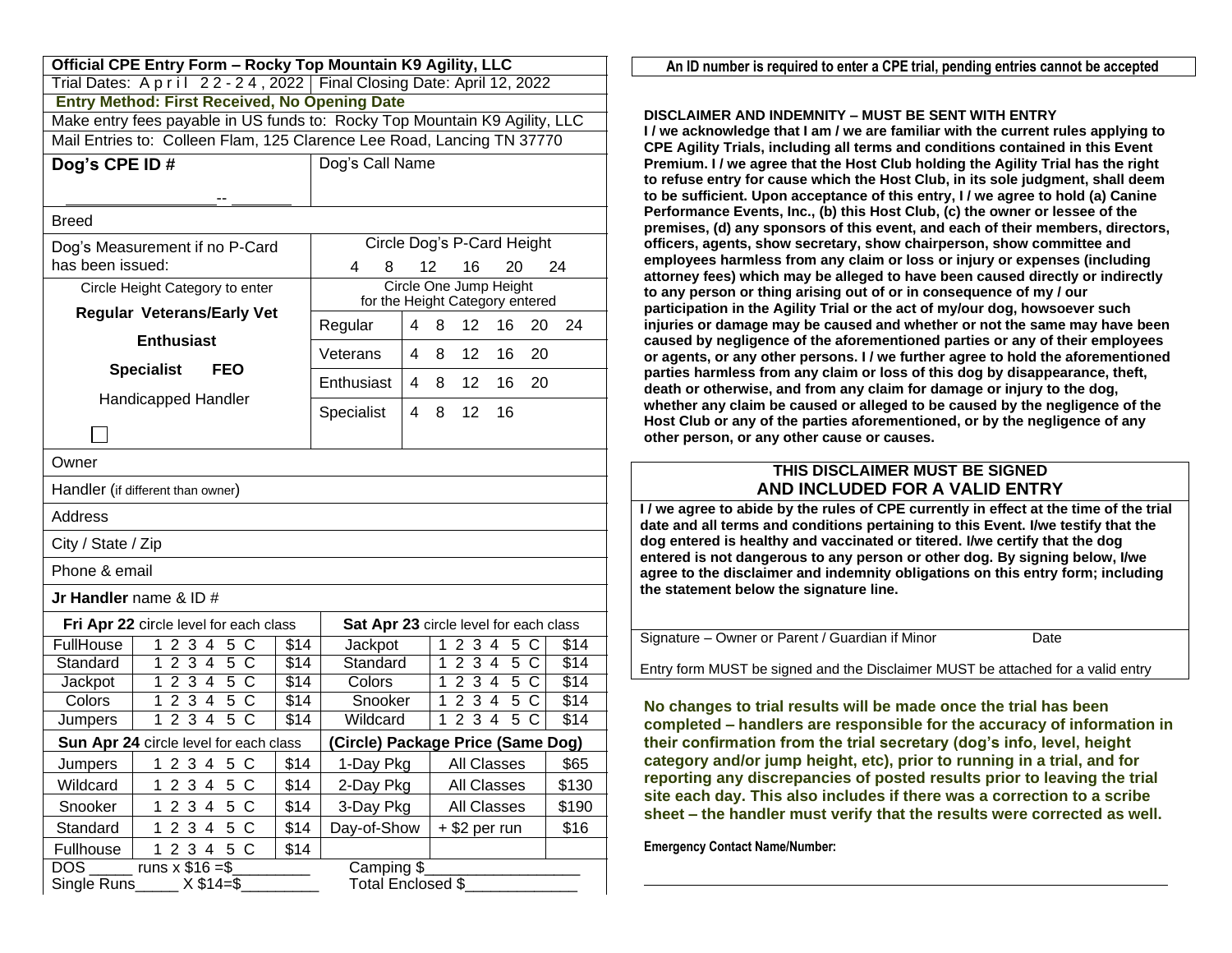**Official CPE Entry Form – Rocky Top Mountain K9 Agility, LLC**

Trial Dates: April 22-24, 2022 | Final Closing Date: April 12, 2022

**Entry Method: First Received, No Opening Date**

Make entry fees payable in US funds to: Rocky Top Mountain K9 Agility, LLC

Mail Entries to: Colleen Flam, 125 Clarence Lee Road, Lancing TN 37770

| **Dog's CPE ID #** _________________-- _______ | Dog's Call Name |
|---|---|
| Breed | |
| Dog's Measurement if no P-Card has been issued: | Circle Dog's P-Card Height: 4 8 12 16 20 24 |

| Circle Height Category to enter | Circle One Jump Height for the Height Category entered | |
|---|---|---|
| **Regular Veterans/Early Vet** | Regular | 4 8 12 16 20 24 |
| **Enthusiast** | Veterans | 4 8 12 16 20 |
| **Specialist FEO** | Enthusiast | 4 8 12 16 20 |
| Handicapped Handler ☐ | Specialist | 4 8 12 16 |

Owner

Handler (if different than owner)

Address

City / State / Zip

Phone & email

**Jr Handler** name & ID #

| **Fri Apr 22** circle level for each class | | | **Sat Apr 23** circle level for each class | | |
|---|---|---|---|---|---|
| FullHouse | 1 2 3 4 5 C | $14 | Jackpot | 1 2 3 4 5 C | $14 |
| Standard | 1 2 3 4 5 C | $14 | Standard | 1 2 3 4 5 C | $14 |
| Jackpot | 1 2 3 4 5 C | $14 | Colors | 1 2 3 4 5 C | $14 |
| Colors | 1 2 3 4 5 C | $14 | Snooker | 1 2 3 4 5 C | $14 |
| Jumpers | 1 2 3 4 5 C | $14 | Wildcard | 1 2 3 4 5 C | $14 |
| **Sun Apr 24** circle level for each class | | | **(Circle) Package Price (Same Dog)** | | |
| Jumpers | 1 2 3 4 5 C | $14 | 1-Day Pkg | All Classes | $65 |
| Wildcard | 1 2 3 4 5 C | $14 | 2-Day Pkg | All Classes | $130 |
| Snooker | 1 2 3 4 5 C | $14 | 3-Day Pkg | All Classes | $190 |
| Standard | 1 2 3 4 5 C | $14 | Day-of-Show | + $2 per run | $16 |
| Fullhouse | 1 2 3 4 5 C | $14 | | | |

DOS _____ runs x $16 =$_________ Camping $__________________

Single Runs_____ X $14=$_________ Total Enclosed $_____________

**An ID number is required to enter a CPE trial, pending entries cannot be accepted**

**DISCLAIMER AND INDEMNITY – MUST BE SENT WITH ENTRY**

**I / we acknowledge that I am / we are familiar with the current rules applying to CPE Agility Trials, including all terms and conditions contained in this Event Premium. I / we agree that the Host Club holding the Agility Trial has the right to refuse entry for cause which the Host Club, in its sole judgment, shall deem to be sufficient. Upon acceptance of this entry, I / we agree to hold (a) Canine Performance Events, Inc., (b) this Host Club, (c) the owner or lessee of the premises, (d) any sponsors of this event, and each of their members, directors, officers, agents, show secretary, show chairperson, show committee and employees harmless from any claim or loss or injury or expenses (including attorney fees) which may be alleged to have been caused directly or indirectly to any person or thing arising out of or in consequence of my / our participation in the Agility Trial or the act of my/our dog, howsoever such injuries or damage may be caused and whether or not the same may have been caused by negligence of the aforementioned parties or any of their employees or agents, or any other persons. I / we further agree to hold the aforementioned parties harmless from any claim or loss of this dog by disappearance, theft, death or otherwise, and from any claim for damage or injury to the dog, whether any claim be caused or alleged to be caused by the negligence of the Host Club or any of the parties aforementioned, or by the negligence of any other person, or any other cause or causes.**

**THIS DISCLAIMER MUST BE SIGNED AND INCLUDED FOR A VALID ENTRY**

**I / we agree to abide by the rules of CPE currently in effect at the time of the trial date and all terms and conditions pertaining to this Event. I/we testify that the dog entered is healthy and vaccinated or titered. I/we certify that the dog entered is not dangerous to any person or other dog. By signing below, I/we agree to the disclaimer and indemnity obligations on this entry form; including the statement below the signature line.**

Signature – Owner or Parent / Guardian if Minor Date

Entry form MUST be signed and the Disclaimer MUST be attached for a valid entry

**No changes to trial results will be made once the trial has been completed – handlers are responsible for the accuracy of information in their confirmation from the trial secretary (dog's info, level, height category and/or jump height, etc), prior to running in a trial, and for reporting any discrepancies of posted results prior to leaving the trial site each day. This also includes if there was a correction to a scribe sheet – the handler must verify that the results were corrected as well.**

**Emergency Contact Name/Number:**

_______________________________________________________________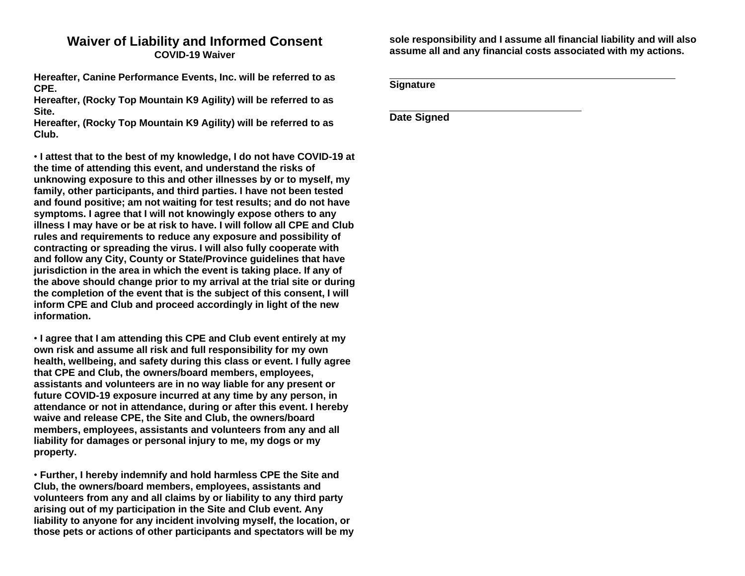# Waiver of Liability and Informed Consent

**COVID-19 Waiver**

**Hereafter, Canine Performance Events, Inc. will be referred to as CPE.**
**Hereafter, (Rocky Top Mountain K9 Agility) will be referred to as Site.**
**Hereafter, (Rocky Top Mountain K9 Agility) will be referred to as Club.**

- **I attest that to the best of my knowledge, I do not have COVID-19 at the time of attending this event, and understand the risks of unknowing exposure to this and other illnesses by or to myself, my family, other participants, and third parties. I have not been tested and found positive; am not waiting for test results; and do not have symptoms. I agree that I will not knowingly expose others to any illness I may have or be at risk to have. I will follow all CPE and Club rules and requirements to reduce any exposure and possibility of contracting or spreading the virus. I will also fully cooperate with and follow any City, County or State/Province guidelines that have jurisdiction in the area in which the event is taking place. If any of the above should change prior to my arrival at the trial site or during the completion of the event that is the subject of this consent, I will inform CPE and Club and proceed accordingly in light of the new information.**

- **I agree that I am attending this CPE and Club event entirely at my own risk and assume all risk and full responsibility for my own health, wellbeing, and safety during this class or event. I fully agree that CPE and Club, the owners/board members, employees, assistants and volunteers are in no way liable for any present or future COVID-19 exposure incurred at any time by any person, in attendance or not in attendance, during or after this event. I hereby waive and release CPE, the Site and Club, the owners/board members, employees, assistants and volunteers from any and all liability for damages or personal injury to me, my dogs or my property.**

- **Further, I hereby indemnify and hold harmless CPE the Site and Club, the owners/board members, employees, assistants and volunteers from any and all claims by or liability to any third party arising out of my participation in the Site and Club event. Any liability to anyone for any incident involving myself, the location, or those pets or actions of other participants and spectators will be my sole responsibility and I assume all financial liability and will also assume all and any financial costs associated with my actions.**

\_\_\_\_\_\_\_\_\_\_\_\_\_\_\_\_\_\_\_\_\_\_\_\_\_\_\_\_\_\_\_\_\_\_\_\_\_\_\_\_
**Signature**

\_\_\_\_\_\_\_\_\_\_\_\_\_\_\_\_\_\_\_\_\_\_\_\_\_\_\_\_\_\_
**Date Signed**